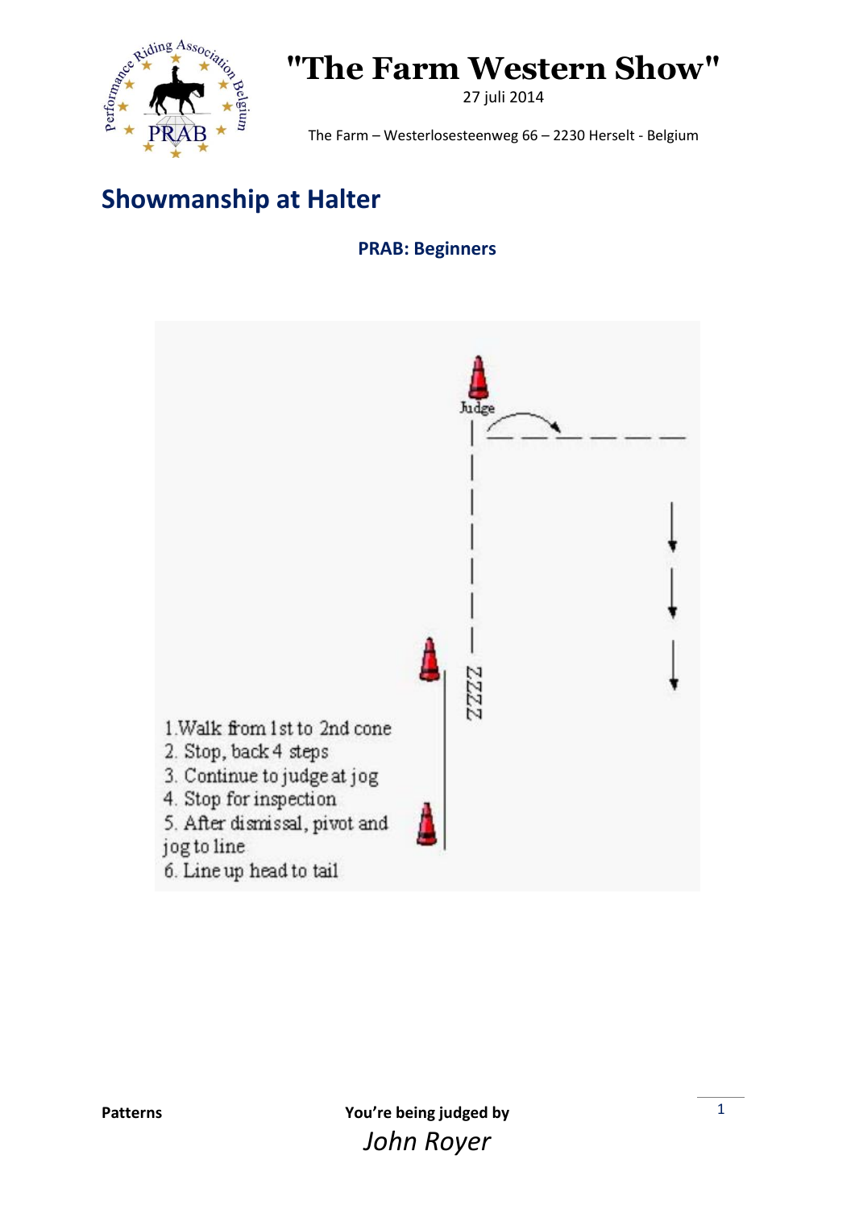# "The Farm Western Show"

27 juli 2014

The Farm – Westerlosesteenweg 66 – 2230 Herselt - Belgium

## Showmanship at Halter

### PRAB: Beginners

Judge

ZZZZ

1. Walk from 1st to 2nd cone
2. Stop, back 4 steps
3. Continue to judge at jog
4. Stop for inspection
5. After dismissal, pivot and jog to line
6. Line up head to tail

**Patterns**

**You're being judged by**

*John Royer*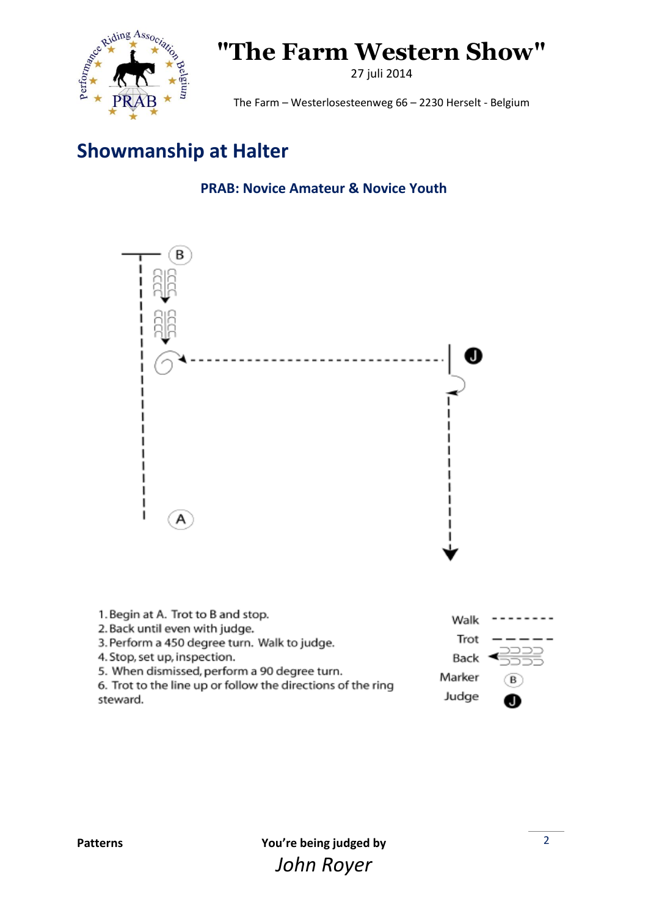# "The Farm Western Show"

27 juli 2014

The Farm – Westerlosesteenweg 66 – 2230 Herselt - Belgium

## Showmanship at Halter

### PRAB: Novice Amateur & Novice Youth

1. Begin at A. Trot to B and stop.
2. Back until even with judge.
3. Perform a 450 degree turn. Walk to judge.
4. Stop, set up, inspection.
5. When dismissed, perform a 90 degree turn.
6. Trot to the line up or follow the directions of the ring steward.

| | |
|---|---|
| Walk | -------- |
| Trot | — — — — |
| Back | ⊃⊃⊃⊃ |
| Marker | (B) |
| Judge | J |

**Patterns**

**You're being judged by**

*John Royer*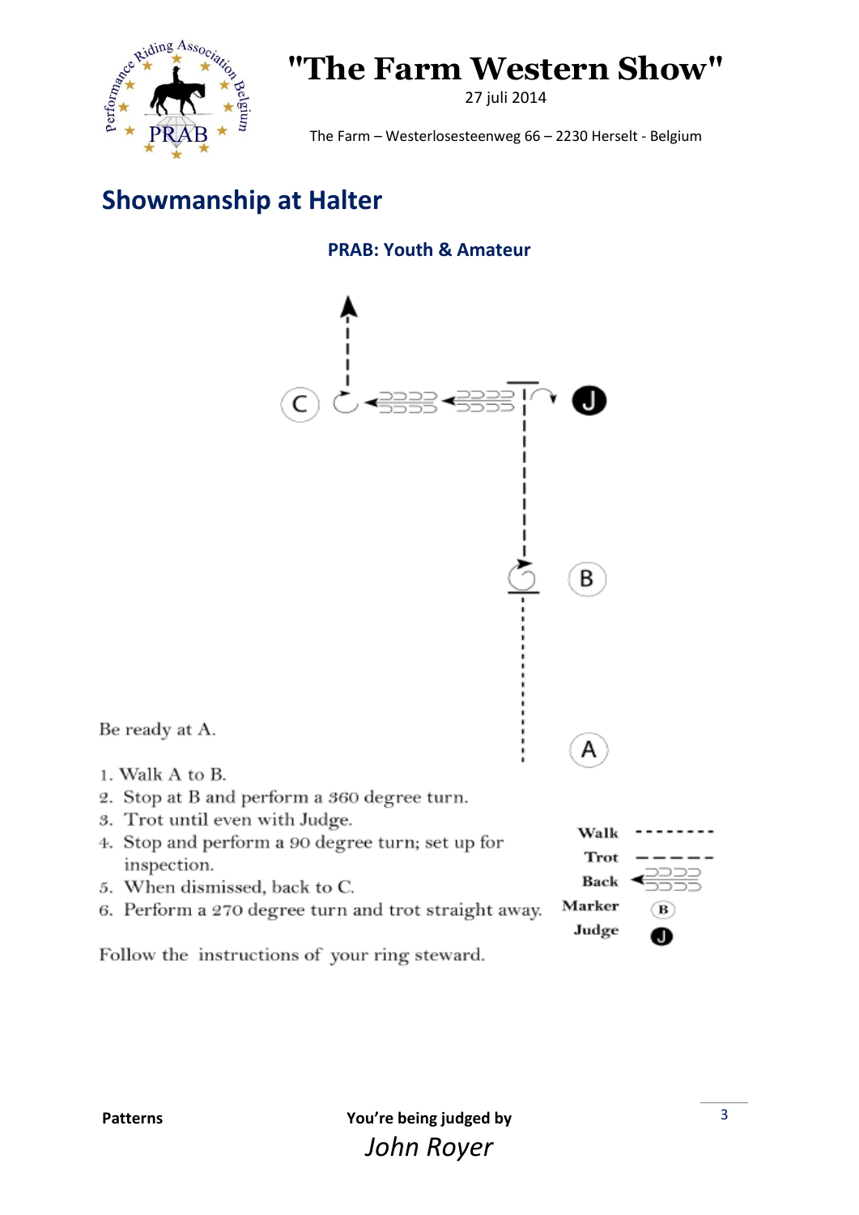# "The Farm Western Show"

27 juli 2014

The Farm – Westerlosesteenweg 66 – 2230 Herselt - Belgium

## Showmanship at Halter

### PRAB: Youth & Amateur

Be ready at A.

1. Walk A to B.
2. Stop at B and perform a 360 degree turn.
3. Trot until even with Judge.
4. Stop and perform a 90 degree turn; set up for inspection.
5. When dismissed, back to C.
6. Perform a 270 degree turn and trot straight away.

Follow the instructions of your ring steward.

Walk
Trot
Back
Marker
Judge

Patterns

You're being judged by

*John Royer*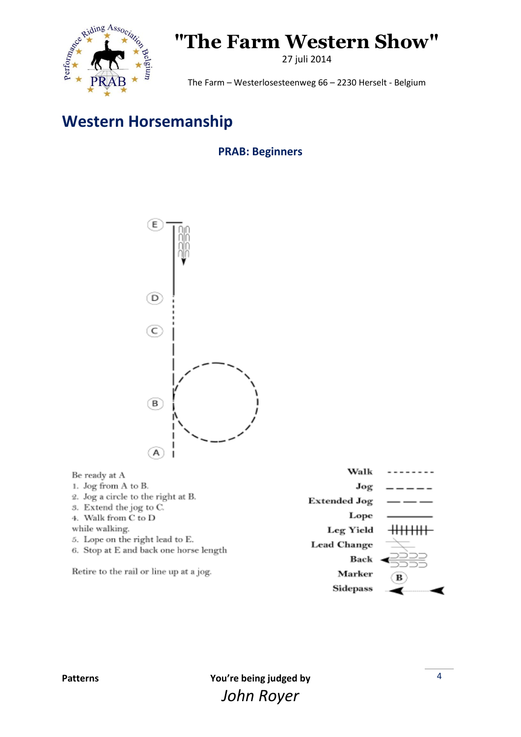# "The Farm Western Show"

27 juli 2014

The Farm – Westerlosesteenweg 66 – 2230 Herselt - Belgium

## Western Horsemanship

### PRAB: Beginners

Be ready at A

1. Jog from A to B.
2. Jog a circle to the right at B.
3. Extend the jog to C.
4. Walk from C to D

while walking.

5. Lope on the right lead to E.
6. Stop at E and back one horse length

Retire to the rail or line up at a jog.

| | |
|---|---|
| Walk | - - - - - - - - |
| Jog | — — — — — |
| Extended Jog | —— —— —— |
| Lope | ———————— |
| Leg Yield | |
| Lead Change | |
| Back | |
| Marker | (B) |
| Sidepass | |

**Patterns**

**You're being judged by**

*John Royer*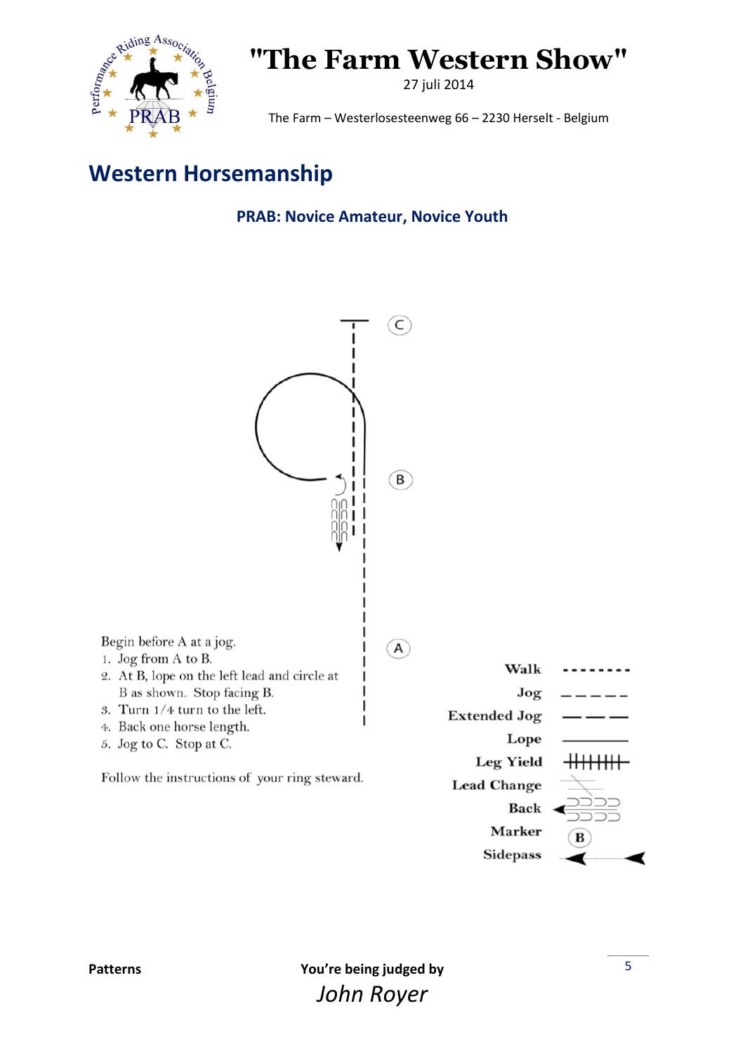# "The Farm Western Show"

27 juli 2014

The Farm – Westerlosesteenweg 66 – 2230 Herselt - Belgium

## Western Horsemanship

### PRAB: Novice Amateur, Novice Youth

Begin before A at a jog.

1. Jog from A to B.
2. At B, lope on the left lead and circle at B as shown. Stop facing B.
3. Turn 1/4 turn to the left.
4. Back one horse length.
5. Jog to C. Stop at C.

Follow the instructions of your ring steward.

| | |
|---|---|
| Walk | -------- |
| Jog | — — — — — |
| Extended Jog | —— —— —— |
| Lope | ———— |
| Leg Yield | |
| Lead Change | |
| Back | |
| Marker | B |
| Sidepass | |

**Patterns**

**You're being judged by**

*John Royer*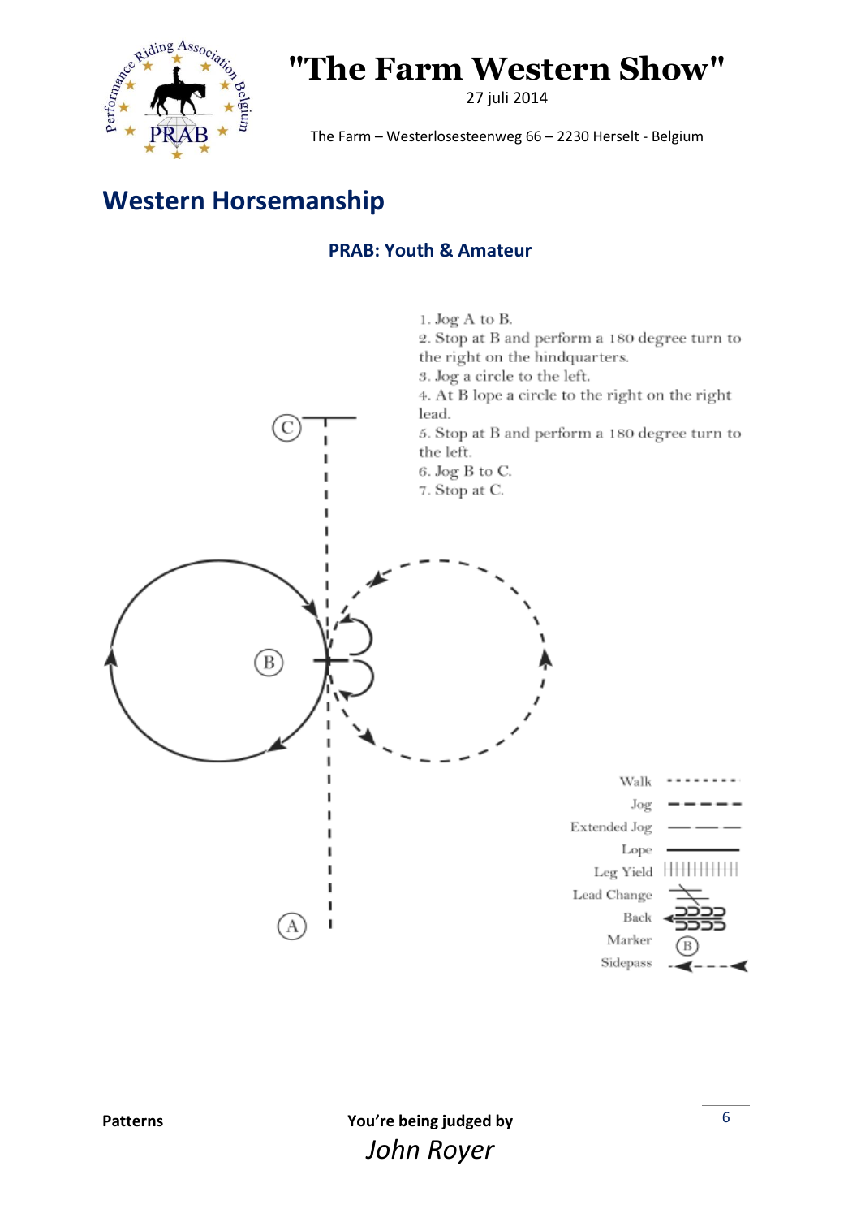# "The Farm Western Show"

27 juli 2014

The Farm – Westerlosesteenweg 66 – 2230 Herselt - Belgium

## Western Horsemanship

### PRAB: Youth & Amateur

1. Jog A to B.
2. Stop at B and perform a 180 degree turn to the right on the hindquarters.
3. Jog a circle to the left.
4. At B lope a circle to the right on the right lead.
5. Stop at B and perform a 180 degree turn to the left.
6. Jog B to C.
7. Stop at C.

C

B

A

Walk
Jog
Extended Jog
Lope
Leg Yield
Lead Change
Back
Marker
Sidepass

**Patterns** **You're being judged by**

*John Royer*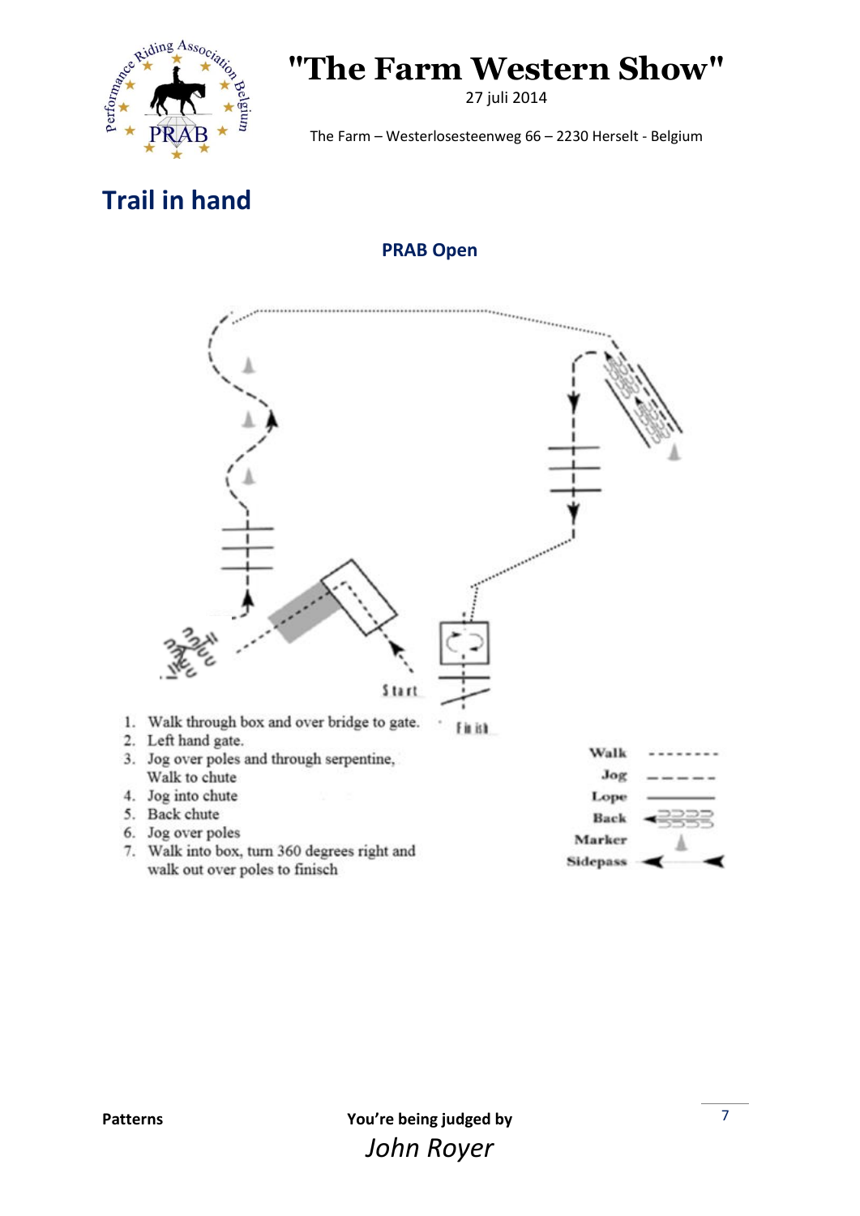# "The Farm Western Show"

27 juli 2014

The Farm – Westerlosesteenweg 66 – 2230 Herselt - Belgium

## Trail in hand

### PRAB Open

1. Walk through box and over bridge to gate.
2. Left hand gate.
3. Jog over poles and through serpentine, Walk to chute
4. Jog into chute
5. Back chute
6. Jog over poles
7. Walk into box, turn 360 degrees right and walk out over poles to finisch

Start

Finish

| | |
|---|---|
| Walk | -------- |
| Jog | — — — — |
| Lope | ——— |
| Back | |
| Marker | |
| Sidepass | |

Patterns

You're being judged by

*John Royer*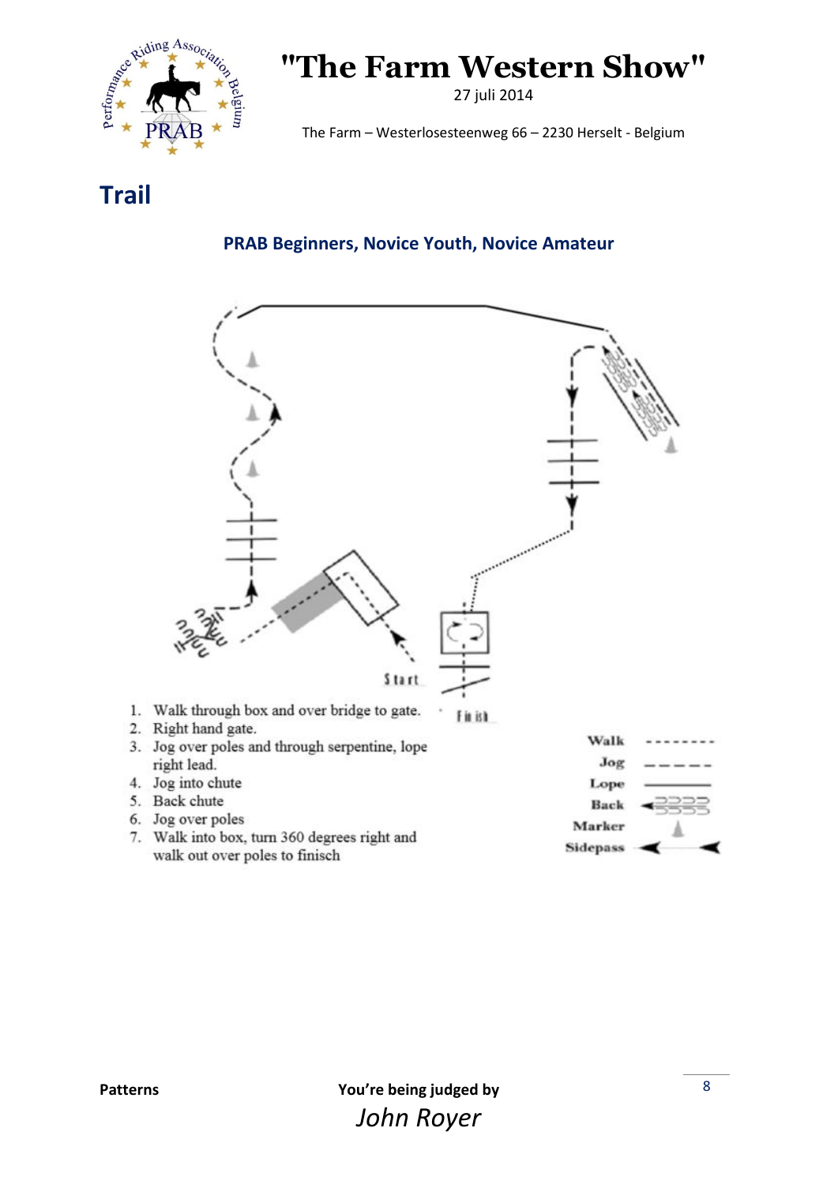# "The Farm Western Show"

27 juli 2014

The Farm – Westerlosesteenweg 66 – 2230 Herselt - Belgium

## Trail

### PRAB Beginners, Novice Youth, Novice Amateur

Start

Finish

1. Walk through box and over bridge to gate.
2. Right hand gate.
3. Jog over poles and through serpentine, lope right lead.
4. Jog into chute
5. Back chute
6. Jog over poles
7. Walk into box, turn 360 degrees right and walk out over poles to finisch

Walk

Jog

Lope

Back

Marker

Sidepass

**Patterns**

**You're being judged by**

*John Royer*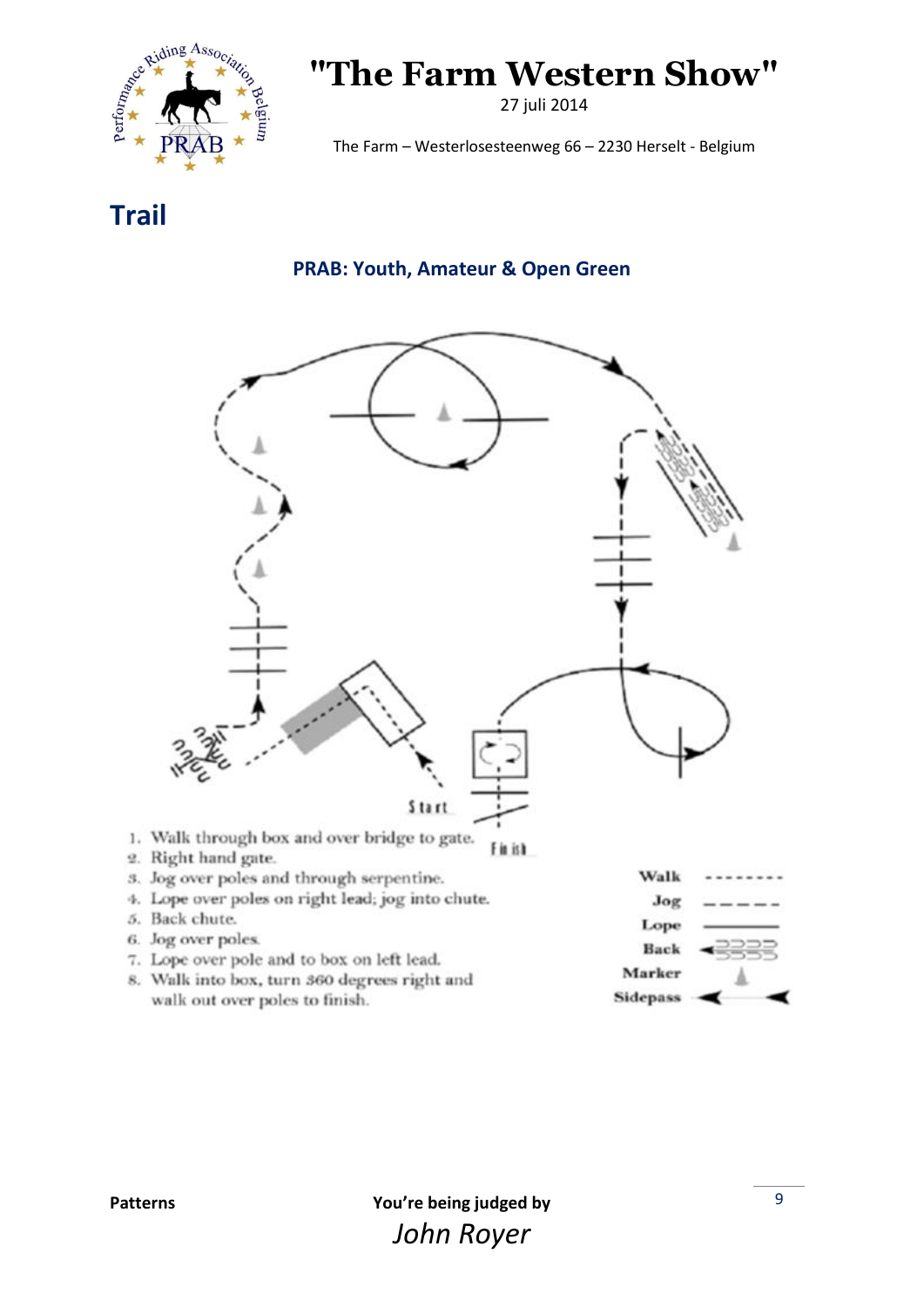# "The Farm Western Show"

27 juli 2014

The Farm – Westerlosesteenweg 66 – 2230 Herselt - Belgium

## Trail

### PRAB: Youth, Amateur & Open Green

Start

Finish

1. Walk through box and over bridge to gate.
2. Right hand gate.
3. Jog over poles and through serpentine.
4. Lope over poles on right lead; jog into chute.
5. Back chute.
6. Jog over poles.
7. Lope over pole and to box on left lead.
8. Walk into box, turn 360 degrees right and walk out over poles to finish.

| | |
|---|---|
| Walk | - - - - - - - - |
| Jog | — — — — |
| Lope | ———— |
| Back | |
| Marker | |
| Sidepass | |

**Patterns**

**You're being judged by**

*John Royer*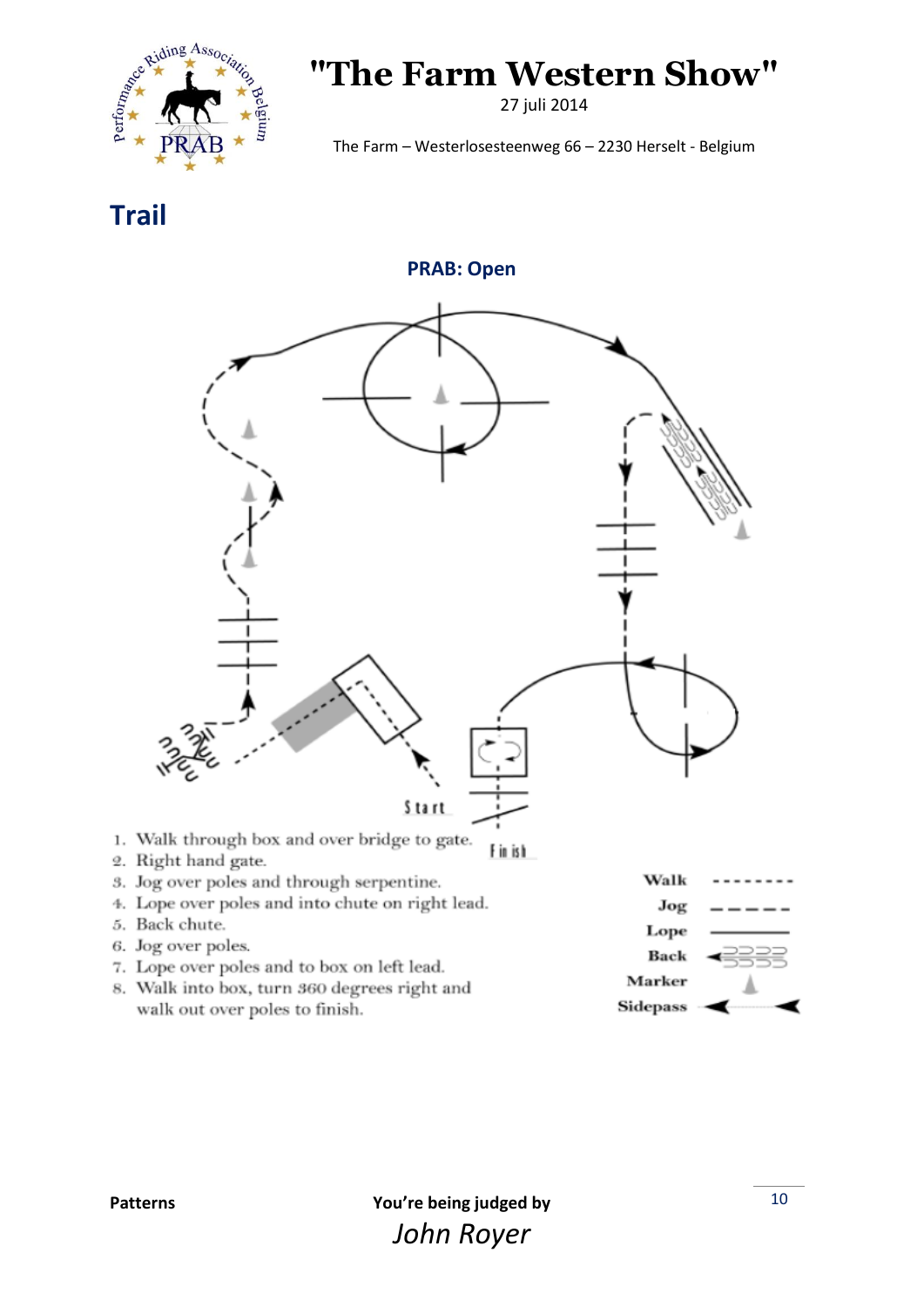# "The Farm Western Show"

27 juli 2014

The Farm – Westerlosesteenweg 66 – 2230 Herselt - Belgium

## Trail

### PRAB: Open

Start

Finish

1. Walk through box and over bridge to gate.
2. Right hand gate.
3. Jog over poles and through serpentine.
4. Lope over poles and into chute on right lead.
5. Back chute.
6. Jog over poles.
7. Lope over poles and to box on left lead.
8. Walk into box, turn 360 degrees right and walk out over poles to finish.

Walk

Jog

Lope

Back

Marker

Sidepass

**Patterns**

**You're being judged by**

*John Royer*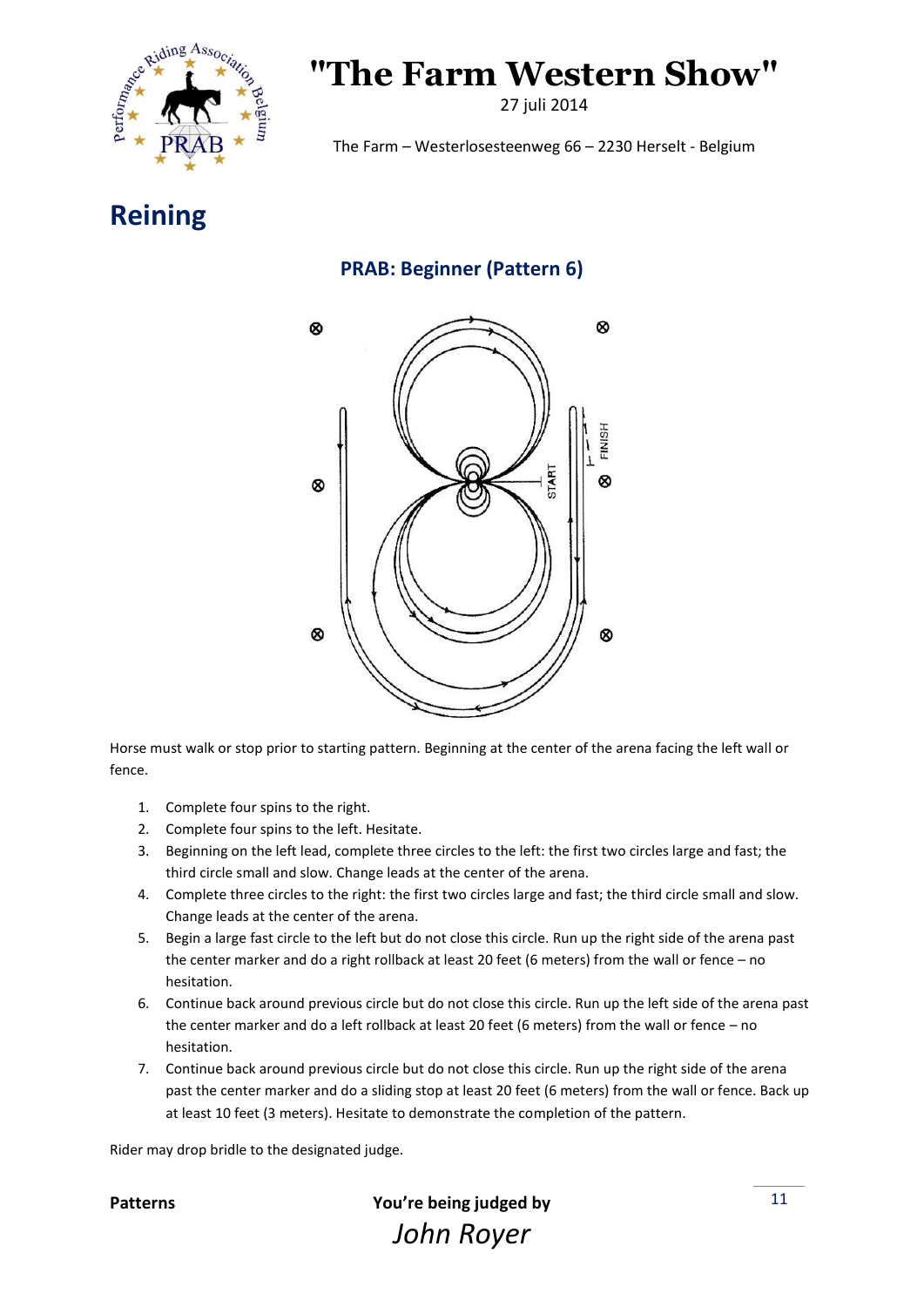# "The Farm Western Show"

27 juli 2014

The Farm – Westerlosesteenweg 66 – 2230 Herselt - Belgium

## Reining

### PRAB: Beginner (Pattern 6)

Horse must walk or stop prior to starting pattern. Beginning at the center of the arena facing the left wall or fence.

1. Complete four spins to the right.
2. Complete four spins to the left. Hesitate.
3. Beginning on the left lead, complete three circles to the left: the first two circles large and fast; the third circle small and slow. Change leads at the center of the arena.
4. Complete three circles to the right: the first two circles large and fast; the third circle small and slow. Change leads at the center of the arena.
5. Begin a large fast circle to the left but do not close this circle. Run up the right side of the arena past the center marker and do a right rollback at least 20 feet (6 meters) from the wall or fence – no hesitation.
6. Continue back around previous circle but do not close this circle. Run up the left side of the arena past the center marker and do a left rollback at least 20 feet (6 meters) from the wall or fence – no hesitation.
7. Continue back around previous circle but do not close this circle. Run up the right side of the arena past the center marker and do a sliding stop at least 20 feet (6 meters) from the wall or fence. Back up at least 10 feet (3 meters). Hesitate to demonstrate the completion of the pattern.

Rider may drop bridle to the designated judge.

**Patterns** **You're being judged by**

*John Royer*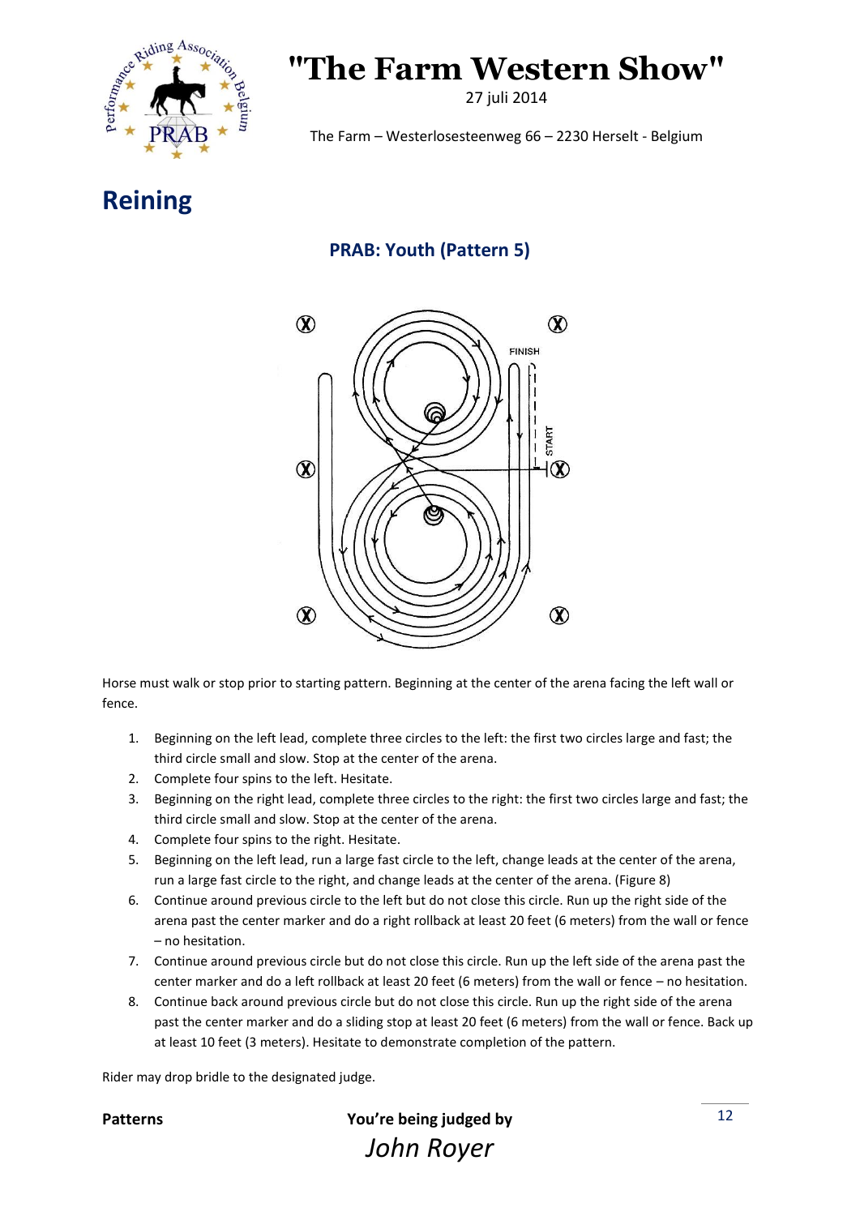# "The Farm Western Show"

27 juli 2014

The Farm – Westerlosesteenweg 66 – 2230 Herselt - Belgium

## Reining

### PRAB: Youth (Pattern 5)

Horse must walk or stop prior to starting pattern. Beginning at the center of the arena facing the left wall or fence.

1. Beginning on the left lead, complete three circles to the left: the first two circles large and fast; the third circle small and slow. Stop at the center of the arena.
2. Complete four spins to the left. Hesitate.
3. Beginning on the right lead, complete three circles to the right: the first two circles large and fast; the third circle small and slow. Stop at the center of the arena.
4. Complete four spins to the right. Hesitate.
5. Beginning on the left lead, run a large fast circle to the left, change leads at the center of the arena, run a large fast circle to the right, and change leads at the center of the arena. (Figure 8)
6. Continue around previous circle to the left but do not close this circle. Run up the right side of the arena past the center marker and do a right rollback at least 20 feet (6 meters) from the wall or fence – no hesitation.
7. Continue around previous circle but do not close this circle. Run up the left side of the arena past the center marker and do a left rollback at least 20 feet (6 meters) from the wall or fence – no hesitation.
8. Continue back around previous circle but do not close this circle. Run up the right side of the arena past the center marker and do a sliding stop at least 20 feet (6 meters) from the wall or fence. Back up at least 10 feet (3 meters). Hesitate to demonstrate completion of the pattern.

Rider may drop bridle to the designated judge.

**Patterns** **You're being judged by**

*John Royer*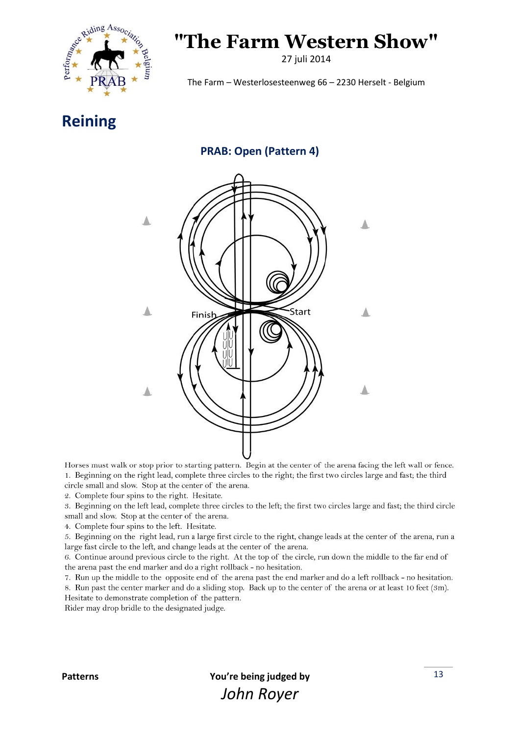"The Farm Western Show"

27 juli 2014

The Farm – Westerlosesteenweg 66 – 2230 Herselt - Belgium

# Reining

## PRAB: Open (Pattern 4)

Finish

Start

Horses must walk or stop prior to starting pattern. Begin at the center of the arena facing the left wall or fence.

1. Beginning on the right lead, complete three circles to the right; the first two circles large and fast; the third circle small and slow. Stop at the center of the arena.
2. Complete four spins to the right. Hesitate.
3. Beginning on the left lead, complete three circles to the left; the first two circles large and fast; the third circle small and slow. Stop at the center of the arena.
4. Complete four spins to the left. Hesitate.
5. Beginning on the right lead, run a large first circle to the right, change leads at the center of the arena, run a large fast circle to the left, and change leads at the center of the arena.
6. Continue around previous circle to the right. At the top of the circle, run down the middle to the far end of the arena past the end marker and do a right rollback - no hesitation.
7. Run up the middle to the opposite end of the arena past the end marker and do a left rollback - no hesitation.
8. Run past the center marker and do a sliding stop. Back up to the center of the arena or at least 10 feet (3m). Hesitate to demonstrate completion of the pattern.

Rider may drop bridle to the designated judge.

Patterns

You're being judged by

*John Royer*